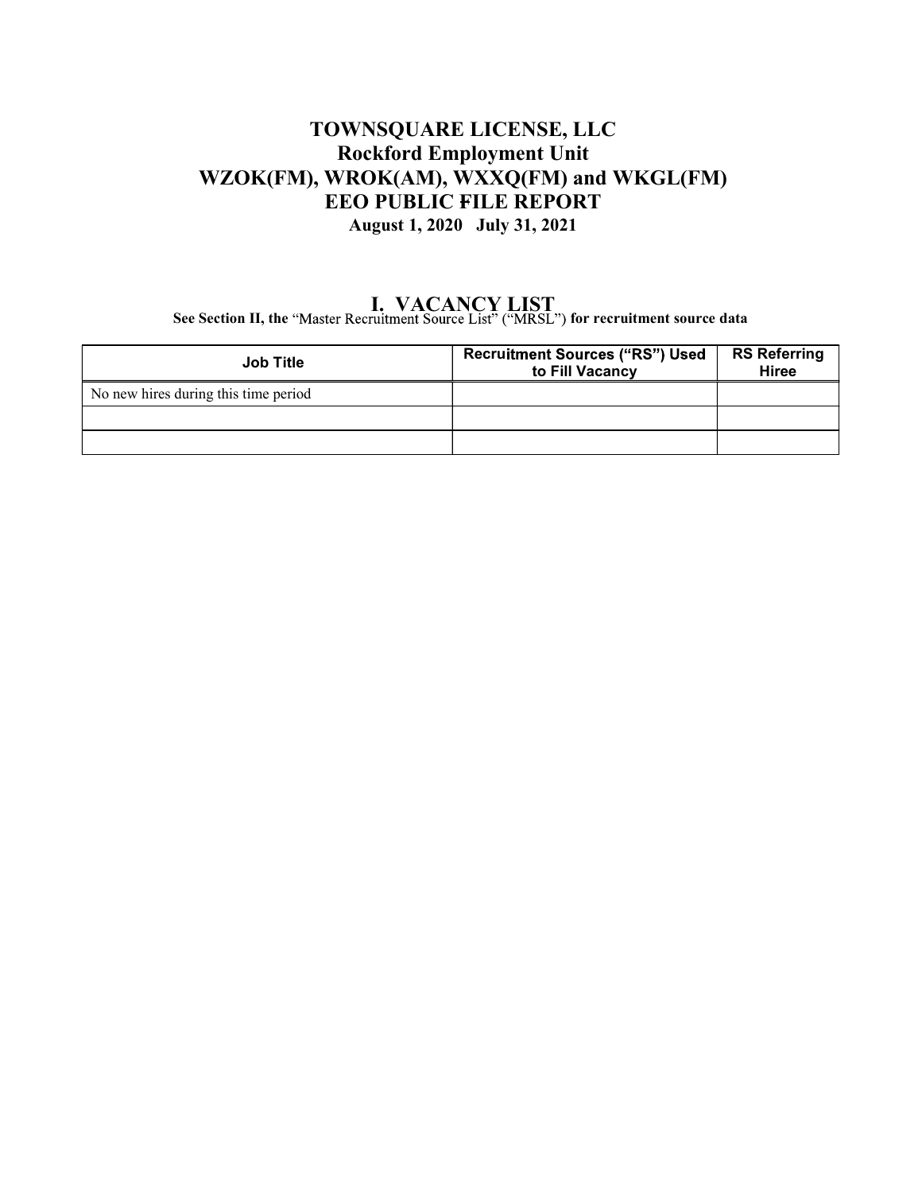# TOWNSQUARE LICENSE, LLC
## Rockford Employment Unit
## WZOK(FM), WROK(AM), WXXQ(FM) and WKGL(FM)
## EEO PUBLIC FILE REPORT
**August 1, 2020 July 31, 2021**

## I. VACANCY LIST

**See Section II, the** "Master Recruitment Source List" ("MRSL") **for recruitment source data**

| Job Title | Recruitment Sources ("RS") Used to Fill Vacancy | RS Referring Hiree |
|---|---|---|
| No new hires during this time period | | |
| | | |
| | | |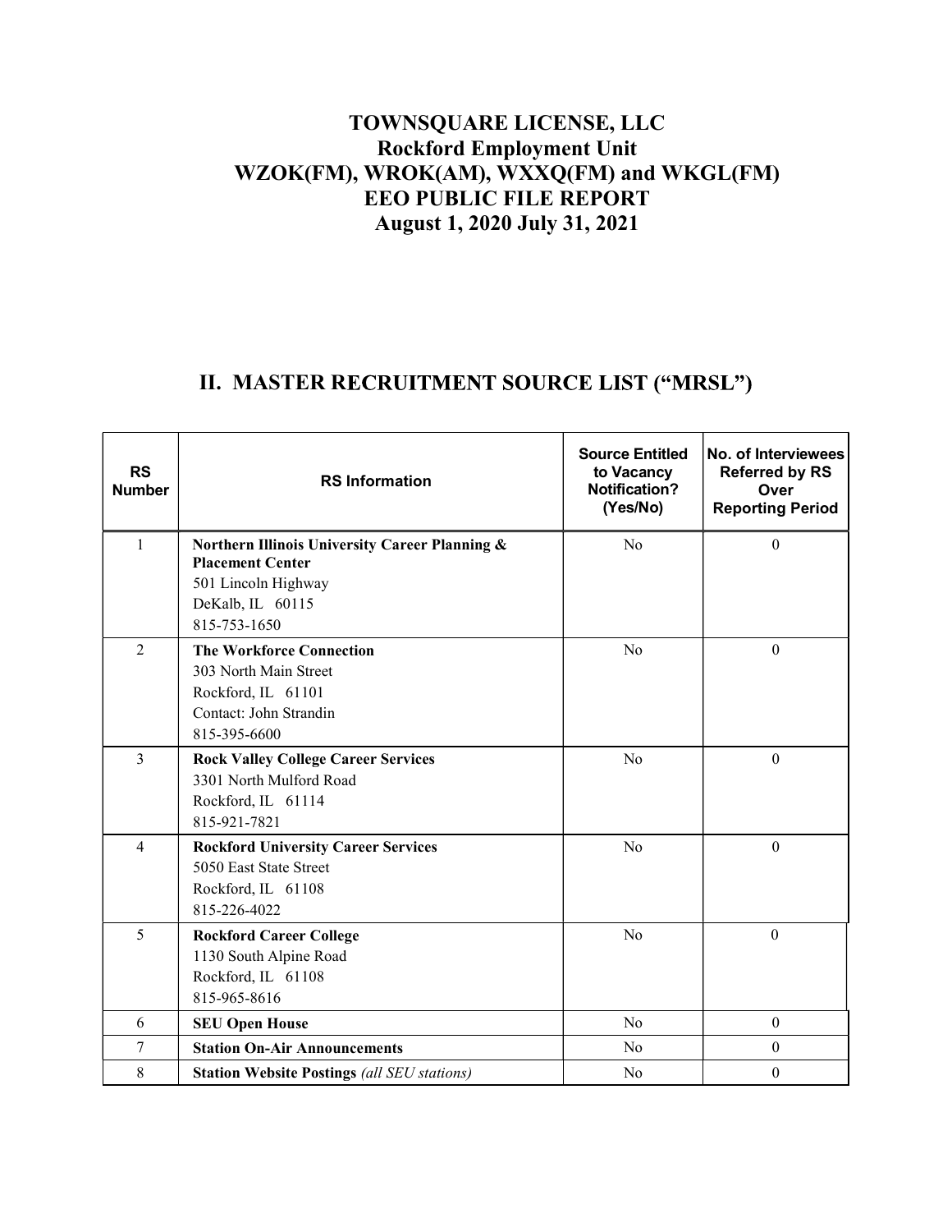# TOWNSQUARE LICENSE, LLC
# Rockford Employment Unit
# WZOK(FM), WROK(AM), WXXQ(FM) and WKGL(FM)
# EEO PUBLIC FILE REPORT
# August 1, 2020 July 31, 2021

## II. MASTER RECRUITMENT SOURCE LIST ("MRSL")

| RS Number | RS Information | Source Entitled to Vacancy Notification? (Yes/No) | No. of Interviewees Referred by RS Over Reporting Period |
|---|---|---|---|
| 1 | **Northern Illinois University Career Planning & Placement Center**<br>501 Lincoln Highway<br>DeKalb, IL 60115<br>815-753-1650 | No | 0 |
| 2 | **The Workforce Connection**<br>303 North Main Street<br>Rockford, IL 61101<br>Contact: John Strandin<br>815-395-6600 | No | 0 |
| 3 | **Rock Valley College Career Services**<br>3301 North Mulford Road<br>Rockford, IL 61114<br>815-921-7821 | No | 0 |
| 4 | **Rockford University Career Services**<br>5050 East State Street<br>Rockford, IL 61108<br>815-226-4022 | No | 0 |
| 5 | **Rockford Career College**<br>1130 South Alpine Road<br>Rockford, IL 61108<br>815-965-8616 | No | 0 |
| 6 | **SEU Open House** | No | 0 |
| 7 | **Station On-Air Announcements** | No | 0 |
| 8 | **Station Website Postings** *(all SEU stations)* | No | 0 |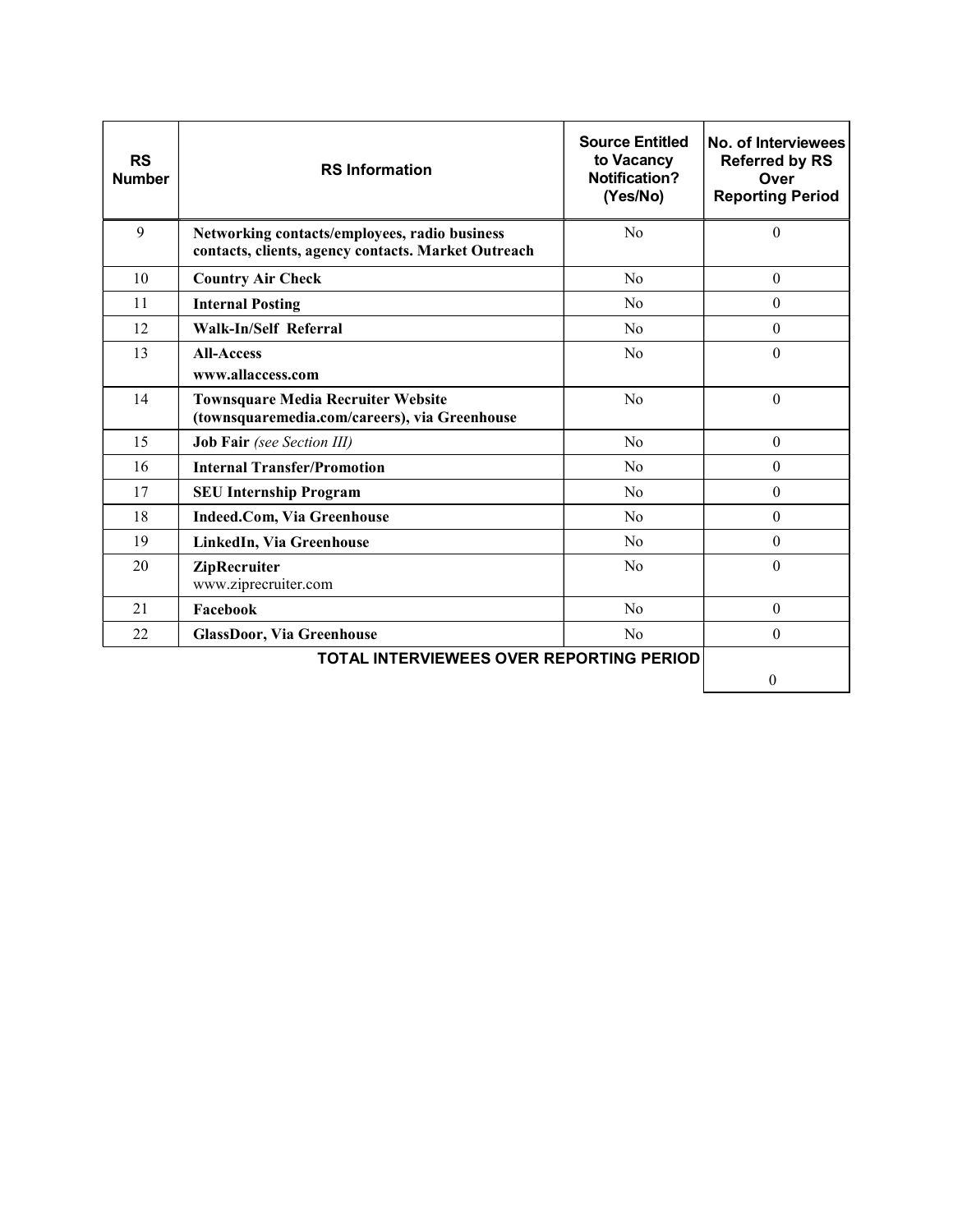| RS Number | RS Information | Source Entitled to Vacancy Notification? (Yes/No) | No. of Interviewees Referred by RS Over Reporting Period |
|---|---|---|---|
| 9 | **Networking contacts/employees, radio business contacts, clients, agency contacts. Market Outreach** | No | 0 |
| 10 | **Country Air Check** | No | 0 |
| 11 | **Internal Posting** | No | 0 |
| 12 | **Walk-In/Self Referral** | No | 0 |
| 13 | **All-Access**<br>**www.allaccess.com** | No | 0 |
| 14 | **Townsquare Media Recruiter Website (townsquaremedia.com/careers), via Greenhouse** | No | 0 |
| 15 | **Job Fair** *(see Section III)* | No | 0 |
| 16 | **Internal Transfer/Promotion** | No | 0 |
| 17 | **SEU Internship Program** | No | 0 |
| 18 | **Indeed.Com, Via Greenhouse** | No | 0 |
| 19 | **LinkedIn, Via Greenhouse** | No | 0 |
| 20 | **ZipRecruiter**<br>www.ziprecruiter.com | No | 0 |
| 21 | **Facebook** | No | 0 |
| 22 | **GlassDoor, Via Greenhouse** | No | 0 |
| | | **TOTAL INTERVIEWEES OVER REPORTING PERIOD** | 0 |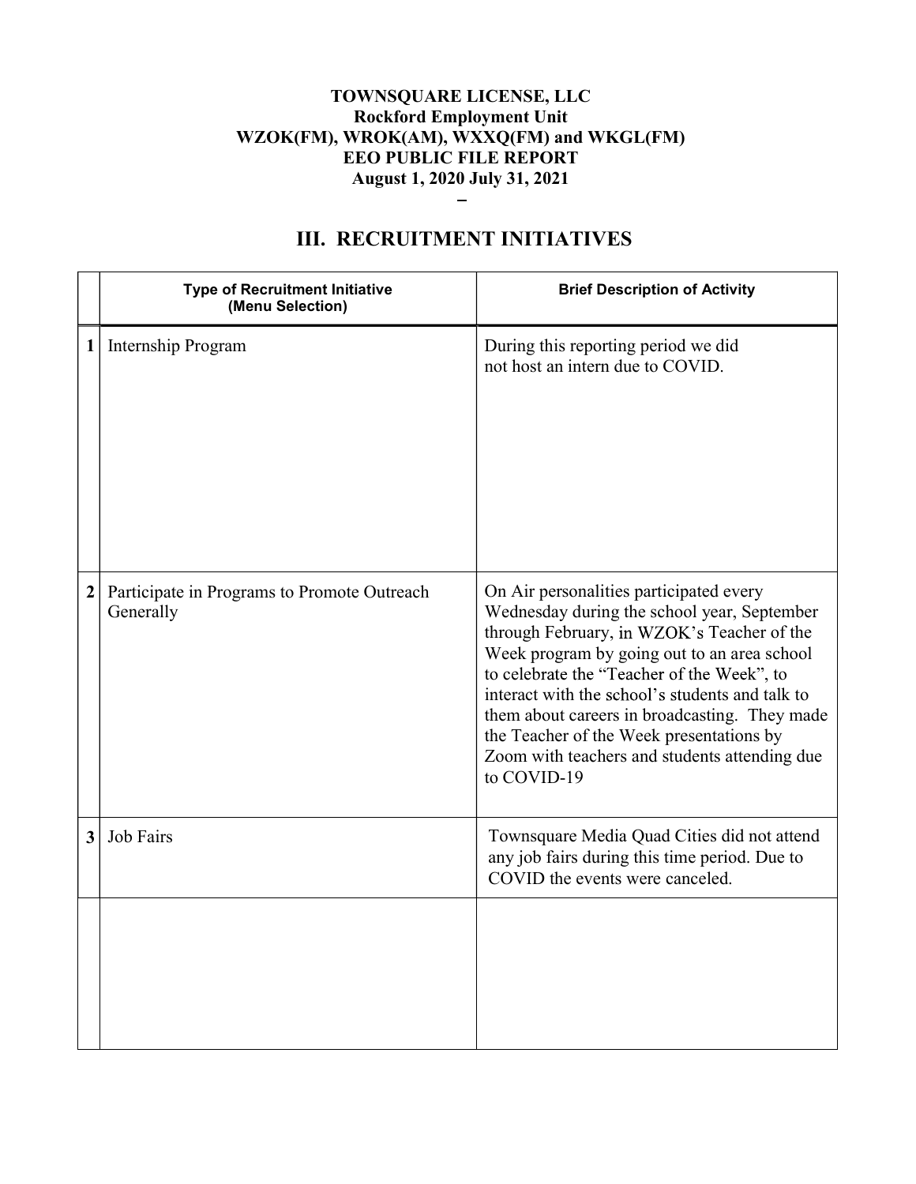**TOWNSQUARE LICENSE, LLC**
**Rockford Employment Unit**
**WZOK(FM), WROK(AM), WXXQ(FM) and WKGL(FM)**
**EEO PUBLIC FILE REPORT**
**August 1, 2020 July 31, 2021**

## III. RECRUITMENT INITIATIVES

| | Type of Recruitment Initiative (Menu Selection) | Brief Description of Activity |
|---|---|---|
| 1 | Internship Program | During this reporting period we did not host an intern due to COVID. |
| 2 | Participate in Programs to Promote Outreach Generally | On Air personalities participated every Wednesday during the school year, September through February, in WZOK's Teacher of the Week program by going out to an area school to celebrate the "Teacher of the Week", to interact with the school's students and talk to them about careers in broadcasting. They made the Teacher of the Week presentations by Zoom with teachers and students attending due to COVID-19 |
| 3 | Job Fairs | Townsquare Media Quad Cities did not attend any job fairs during this time period. Due to COVID the events were canceled. |
| | | |